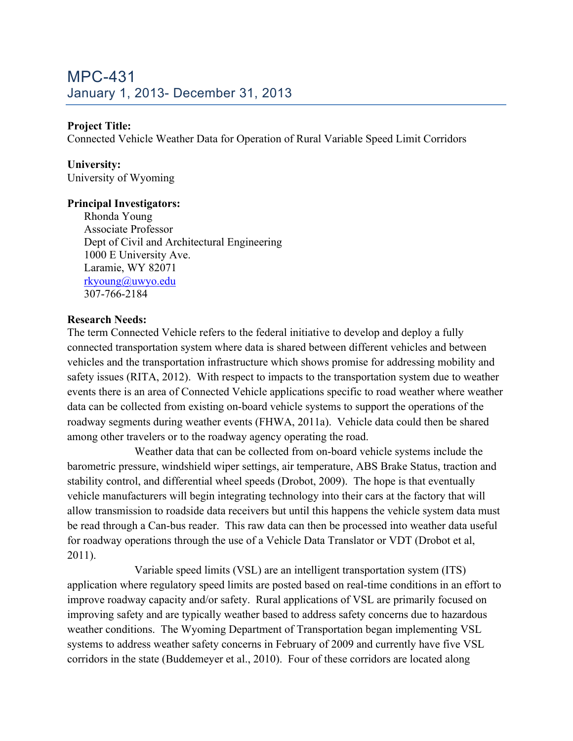# MPC-431

## January 1, 2013- December 31, 2013

**Project Title:**
Connected Vehicle Weather Data for Operation of Rural Variable Speed Limit Corridors

**University:**
University of Wyoming

**Principal Investigators:**

Rhonda Young
Associate Professor
Dept of Civil and Architectural Engineering
1000 E University Ave.
Laramie, WY 82071
rkyoung@uwyo.edu
307-766-2184

**Research Needs:**
The term Connected Vehicle refers to the federal initiative to develop and deploy a fully connected transportation system where data is shared between different vehicles and between vehicles and the transportation infrastructure which shows promise for addressing mobility and safety issues (RITA, 2012). With respect to impacts to the transportation system due to weather events there is an area of Connected Vehicle applications specific to road weather where weather data can be collected from existing on-board vehicle systems to support the operations of the roadway segments during weather events (FHWA, 2011a). Vehicle data could then be shared among other travelers or to the roadway agency operating the road.

Weather data that can be collected from on-board vehicle systems include the barometric pressure, windshield wiper settings, air temperature, ABS Brake Status, traction and stability control, and differential wheel speeds (Drobot, 2009). The hope is that eventually vehicle manufacturers will begin integrating technology into their cars at the factory that will allow transmission to roadside data receivers but until this happens the vehicle system data must be read through a Can-bus reader. This raw data can then be processed into weather data useful for roadway operations through the use of a Vehicle Data Translator or VDT (Drobot et al, 2011).

Variable speed limits (VSL) are an intelligent transportation system (ITS) application where regulatory speed limits are posted based on real-time conditions in an effort to improve roadway capacity and/or safety. Rural applications of VSL are primarily focused on improving safety and are typically weather based to address safety concerns due to hazardous weather conditions. The Wyoming Department of Transportation began implementing VSL systems to address weather safety concerns in February of 2009 and currently have five VSL corridors in the state (Buddemeyer et al., 2010). Four of these corridors are located along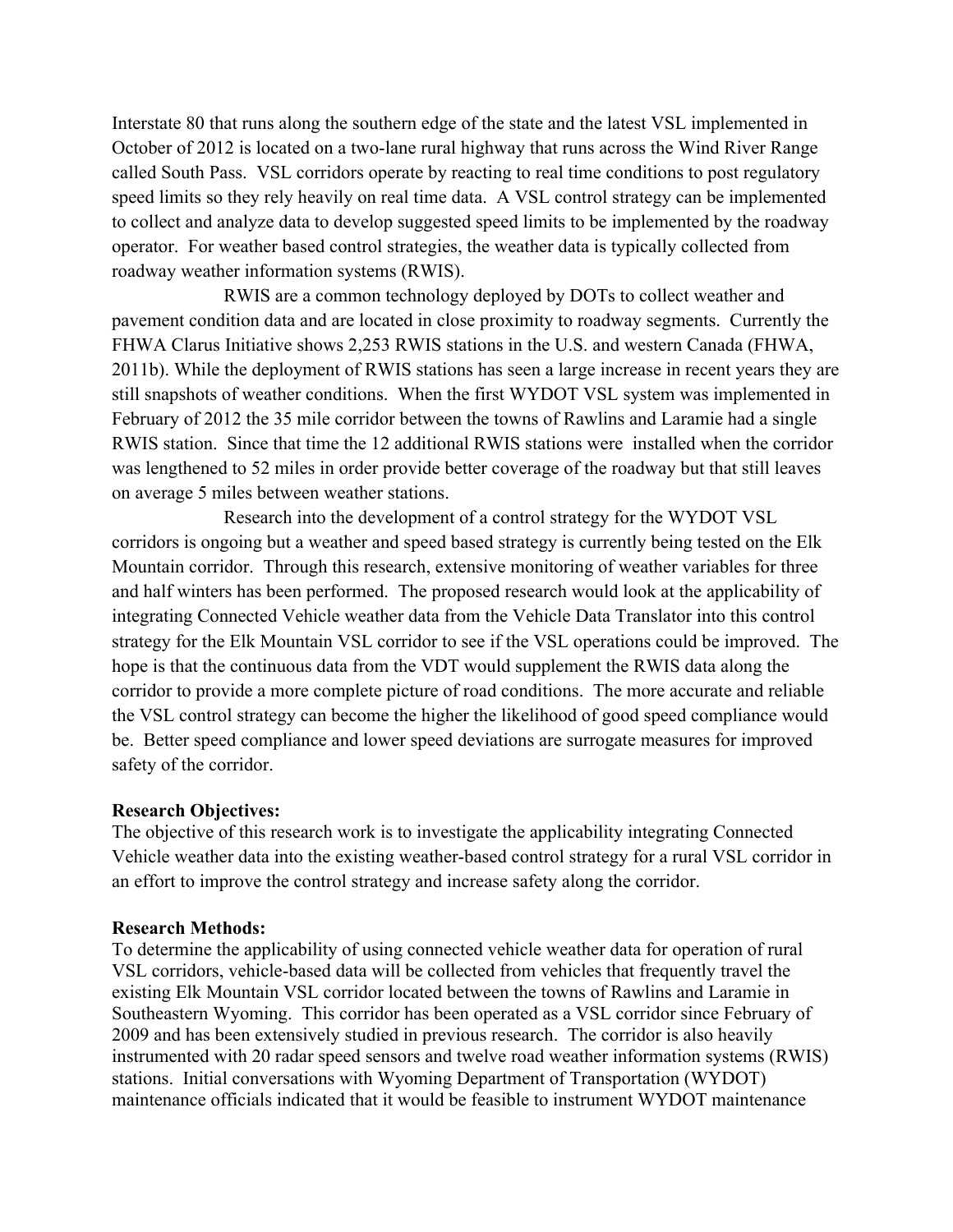Interstate 80 that runs along the southern edge of the state and the latest VSL implemented in October of 2012 is located on a two-lane rural highway that runs across the Wind River Range called South Pass. VSL corridors operate by reacting to real time conditions to post regulatory speed limits so they rely heavily on real time data. A VSL control strategy can be implemented to collect and analyze data to develop suggested speed limits to be implemented by the roadway operator. For weather based control strategies, the weather data is typically collected from roadway weather information systems (RWIS).

RWIS are a common technology deployed by DOTs to collect weather and pavement condition data and are located in close proximity to roadway segments. Currently the FHWA Clarus Initiative shows 2,253 RWIS stations in the U.S. and western Canada (FHWA, 2011b). While the deployment of RWIS stations has seen a large increase in recent years they are still snapshots of weather conditions. When the first WYDOT VSL system was implemented in February of 2012 the 35 mile corridor between the towns of Rawlins and Laramie had a single RWIS station. Since that time the 12 additional RWIS stations were installed when the corridor was lengthened to 52 miles in order provide better coverage of the roadway but that still leaves on average 5 miles between weather stations.

Research into the development of a control strategy for the WYDOT VSL corridors is ongoing but a weather and speed based strategy is currently being tested on the Elk Mountain corridor. Through this research, extensive monitoring of weather variables for three and half winters has been performed. The proposed research would look at the applicability of integrating Connected Vehicle weather data from the Vehicle Data Translator into this control strategy for the Elk Mountain VSL corridor to see if the VSL operations could be improved. The hope is that the continuous data from the VDT would supplement the RWIS data along the corridor to provide a more complete picture of road conditions. The more accurate and reliable the VSL control strategy can become the higher the likelihood of good speed compliance would be. Better speed compliance and lower speed deviations are surrogate measures for improved safety of the corridor.

**Research Objectives:**
The objective of this research work is to investigate the applicability integrating Connected Vehicle weather data into the existing weather-based control strategy for a rural VSL corridor in an effort to improve the control strategy and increase safety along the corridor.

**Research Methods:**
To determine the applicability of using connected vehicle weather data for operation of rural VSL corridors, vehicle-based data will be collected from vehicles that frequently travel the existing Elk Mountain VSL corridor located between the towns of Rawlins and Laramie in Southeastern Wyoming. This corridor has been operated as a VSL corridor since February of 2009 and has been extensively studied in previous research. The corridor is also heavily instrumented with 20 radar speed sensors and twelve road weather information systems (RWIS) stations. Initial conversations with Wyoming Department of Transportation (WYDOT) maintenance officials indicated that it would be feasible to instrument WYDOT maintenance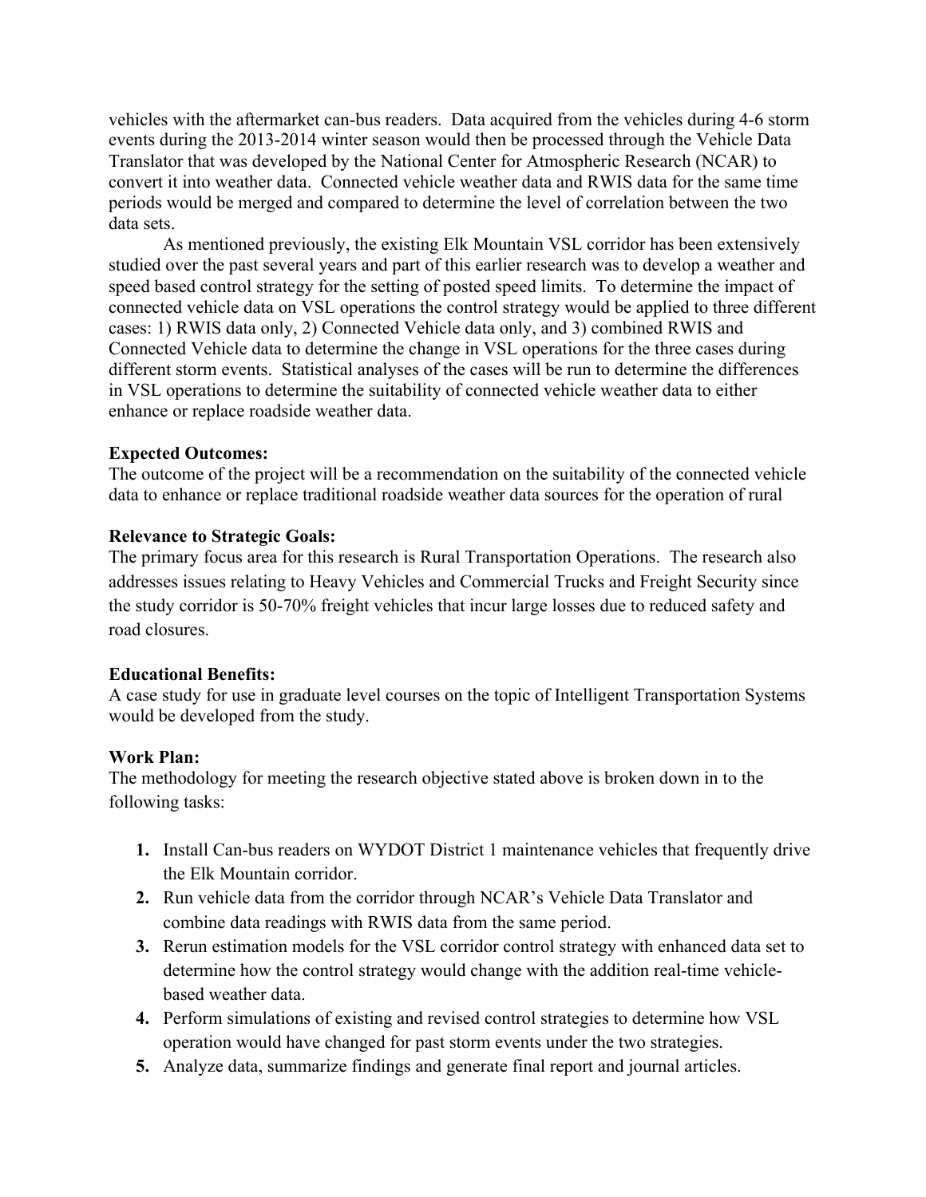vehicles with the aftermarket can-bus readers. Data acquired from the vehicles during 4-6 storm events during the 2013-2014 winter season would then be processed through the Vehicle Data Translator that was developed by the National Center for Atmospheric Research (NCAR) to convert it into weather data. Connected vehicle weather data and RWIS data for the same time periods would be merged and compared to determine the level of correlation between the two data sets.

As mentioned previously, the existing Elk Mountain VSL corridor has been extensively studied over the past several years and part of this earlier research was to develop a weather and speed based control strategy for the setting of posted speed limits. To determine the impact of connected vehicle data on VSL operations the control strategy would be applied to three different cases: 1) RWIS data only, 2) Connected Vehicle data only, and 3) combined RWIS and Connected Vehicle data to determine the change in VSL operations for the three cases during different storm events. Statistical analyses of the cases will be run to determine the differences in VSL operations to determine the suitability of connected vehicle weather data to either enhance or replace roadside weather data.

**Expected Outcomes:**
The outcome of the project will be a recommendation on the suitability of the connected vehicle data to enhance or replace traditional roadside weather data sources for the operation of rural

**Relevance to Strategic Goals:**
The primary focus area for this research is Rural Transportation Operations. The research also addresses issues relating to Heavy Vehicles and Commercial Trucks and Freight Security since the study corridor is 50-70% freight vehicles that incur large losses due to reduced safety and road closures.

**Educational Benefits:**
A case study for use in graduate level courses on the topic of Intelligent Transportation Systems would be developed from the study.

**Work Plan:**
The methodology for meeting the research objective stated above is broken down in to the following tasks:

1. Install Can-bus readers on WYDOT District 1 maintenance vehicles that frequently drive the Elk Mountain corridor.
2. Run vehicle data from the corridor through NCAR's Vehicle Data Translator and combine data readings with RWIS data from the same period.
3. Rerun estimation models for the VSL corridor control strategy with enhanced data set to determine how the control strategy would change with the addition real-time vehicle-based weather data.
4. Perform simulations of existing and revised control strategies to determine how VSL operation would have changed for past storm events under the two strategies.
5. Analyze data, summarize findings and generate final report and journal articles.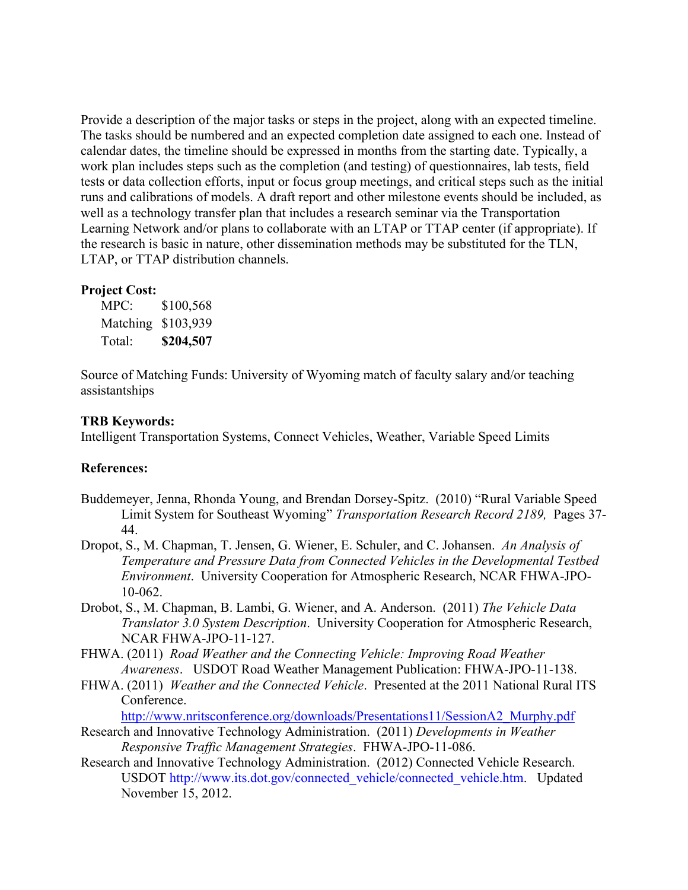Provide a description of the major tasks or steps in the project, along with an expected timeline. The tasks should be numbered and an expected completion date assigned to each one. Instead of calendar dates, the timeline should be expressed in months from the starting date. Typically, a work plan includes steps such as the completion (and testing) of questionnaires, lab tests, field tests or data collection efforts, input or focus group meetings, and critical steps such as the initial runs and calibrations of models. A draft report and other milestone events should be included, as well as a technology transfer plan that includes a research seminar via the Transportation Learning Network and/or plans to collaborate with an LTAP or TTAP center (if appropriate). If the research is basic in nature, other dissemination methods may be substituted for the TLN, LTAP, or TTAP distribution channels.

**Project Cost:**

| | |
|---|---|
| MPC: | $100,568 |
| Matching | $103,939 |
| Total: | **$204,507** |

Source of Matching Funds: University of Wyoming match of faculty salary and/or teaching assistantships

**TRB Keywords:**
Intelligent Transportation Systems, Connect Vehicles, Weather, Variable Speed Limits

**References:**

Buddemeyer, Jenna, Rhonda Young, and Brendan Dorsey-Spitz. (2010) "Rural Variable Speed Limit System for Southeast Wyoming" *Transportation Research Record 2189,* Pages 37-44.

Dropot, S., M. Chapman, T. Jensen, G. Wiener, E. Schuler, and C. Johansen. *An Analysis of Temperature and Pressure Data from Connected Vehicles in the Developmental Testbed Environment*. University Cooperation for Atmospheric Research, NCAR FHWA-JPO-10-062.

Drobot, S., M. Chapman, B. Lambi, G. Wiener, and A. Anderson. (2011) *The Vehicle Data Translator 3.0 System Description*. University Cooperation for Atmospheric Research, NCAR FHWA-JPO-11-127.

FHWA. (2011) *Road Weather and the Connecting Vehicle: Improving Road Weather Awareness*. USDOT Road Weather Management Publication: FHWA-JPO-11-138.

FHWA. (2011) *Weather and the Connected Vehicle*. Presented at the 2011 National Rural ITS Conference. http://www.nritsconference.org/downloads/Presentations11/SessionA2_Murphy.pdf

Research and Innovative Technology Administration. (2011) *Developments in Weather Responsive Traffic Management Strategies*. FHWA-JPO-11-086.

Research and Innovative Technology Administration. (2012) Connected Vehicle Research. USDOT http://www.its.dot.gov/connected_vehicle/connected_vehicle.htm. Updated November 15, 2012.